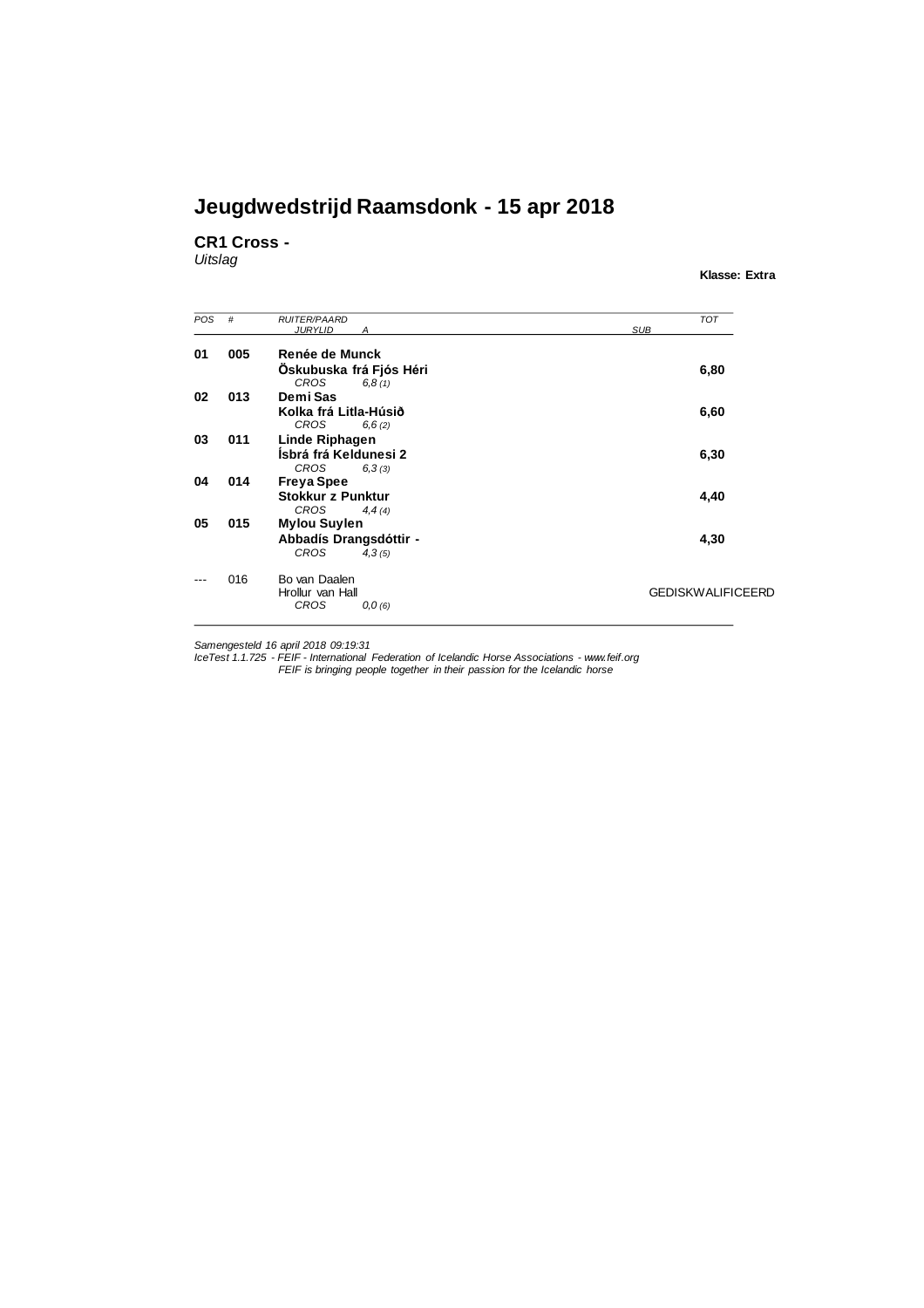# Jeugdwedstrijd Raamsdonk - 15 apr 2018

**CR1 Cross -**

*Uitslag*

**Klasse: Extra**

| *POS* | *#* | *RUITER/PAARD* *JURYLID* | *A* | *SUB* | *TOT* |
|---|---|---|---|---|---|
| **01** | **005** | **Renée de Munck** **Öskubuska frá Fjós Héri** *CROS* | *6,8 (1)* | | **6,80** |
| **02** | **013** | **Demi Sas** **Kolka frá Litla-Húsið** *CROS* | *6,6 (2)* | | **6,60** |
| **03** | **011** | **Linde Riphagen** **Ísbrá frá Keldunesi 2** *CROS* | *6,3 (3)* | | **6,30** |
| **04** | **014** | **Freya Spee** **Stokkur z Punktur** *CROS* | *4,4 (4)* | | **4,40** |
| **05** | **015** | **Mylou Suylen** **Abbadís Drangsdóttir -** *CROS* | *4,3 (5)* | | **4,30** |
| --- | 016 | Bo van Daalen Hrollur van Hall *CROS* | *0,0 (6)* | | GEDISKWALIFICEERD |

*Samengesteld 16 april 2018 09:19:31*

*IceTest 1.1.725 - FEIF - International Federation of Icelandic Horse Associations - www.feif.org*

*FEIF is bringing people together in their passion for the Icelandic horse*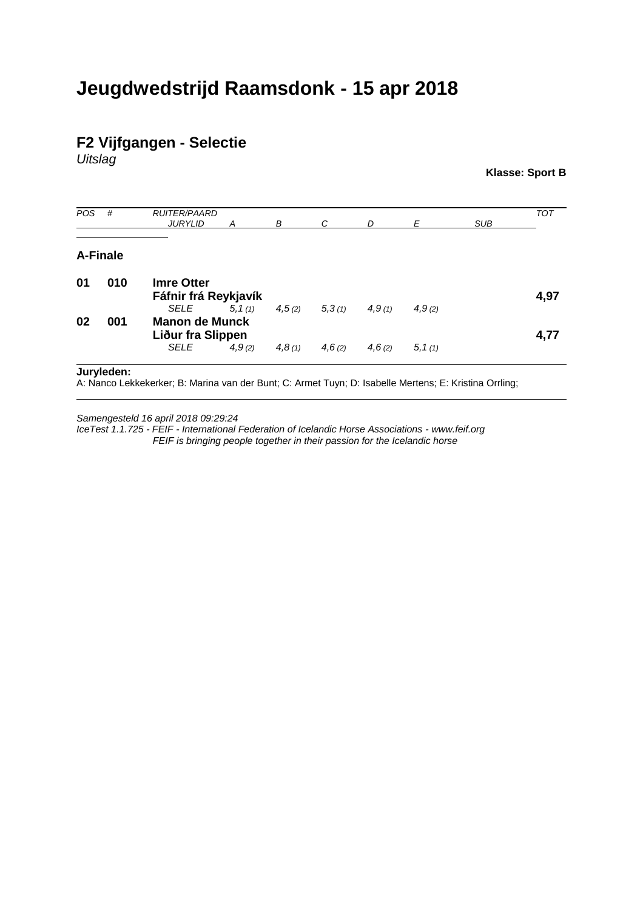# Jeugdwedstrijd Raamsdonk - 15 apr 2018

## F2 Vijfgangen - Selectie

*Uitslag*

**Klasse: Sport B**

| *POS* | *#* | *RUITER/PAARD* / *JURYLID* | *A* | *B* | *C* | *D* | *E* | *SUB* | *TOT* |
|---|---|---|---|---|---|---|---|---|---|
| **A-Finale** | | | | | | | | | |
| **01** | **010** | **Imre Otter** / **Fáfnir frá Reykjavík** | | | | | | | **4,97** |
| | | *SELE* | *5,1 (1)* | *4,5 (2)* | *5,3 (1)* | *4,9 (1)* | *4,9 (2)* | | |
| **02** | **001** | **Manon de Munck** / **Liður fra Slippen** | | | | | | | **4,77** |
| | | *SELE* | *4,9 (2)* | *4,8 (1)* | *4,6 (2)* | *4,6 (2)* | *5,1 (1)* | | |

**Juryleden:**
A: Nanco Lekkekerker; B: Marina van der Bunt; C: Armet Tuyn; D: Isabelle Mertens; E: Kristina Orrling;

*Samengesteld 16 april 2018 09:29:24*
*IceTest 1.1.725 - FEIF - International Federation of Icelandic Horse Associations - www.feif.org*
*FEIF is bringing people together in their passion for the Icelandic horse*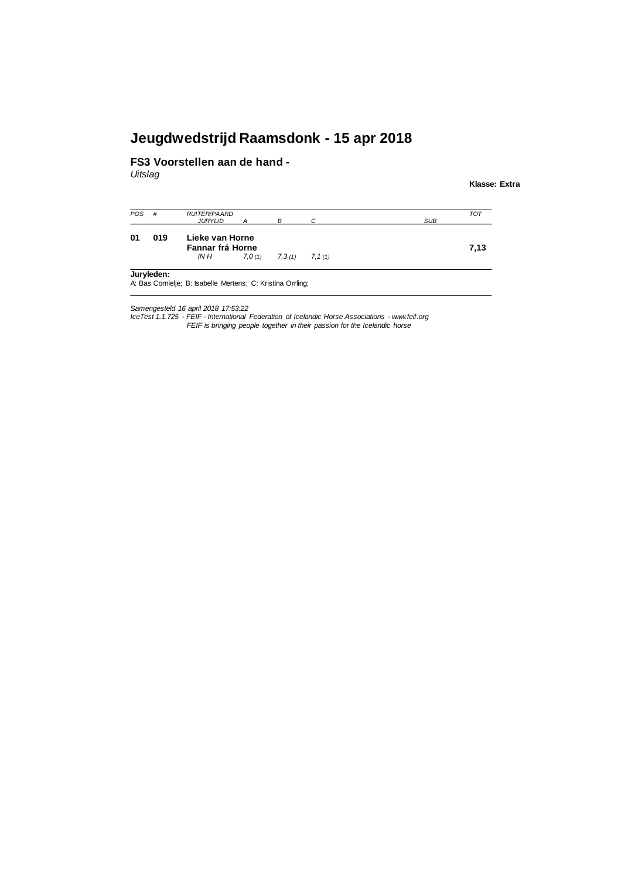# Jeugdwedstrijd Raamsdonk - 15 apr 2018

## FS3 Voorstellen aan de hand -

*Uitslag*

**Klasse: Extra**

| *POS* | *#* | *RUITER/PAARD* <br> *JURYLID* | *A* | *B* | *C* | *SUB* | *TOT* |
|---|---|---|---|---|---|---|---|
| **01** | **019** | **Lieke van Horne** <br> **Fannar frá Horne** <br> *IN H* | *7,0 (1)* | *7,3 (1)* | *7,1 (1)* | | **7,13** |

**Juryleden:**
A: Bas Cornielje; B: Isabelle Mertens; C: Kristina Orrling;

*Samengesteld 16 april 2018 17:53:22*
*IceTest 1.1.725 - FEIF - International Federation of Icelandic Horse Associations - www.feif.org*
*FEIF is bringing people together in their passion for the Icelandic horse*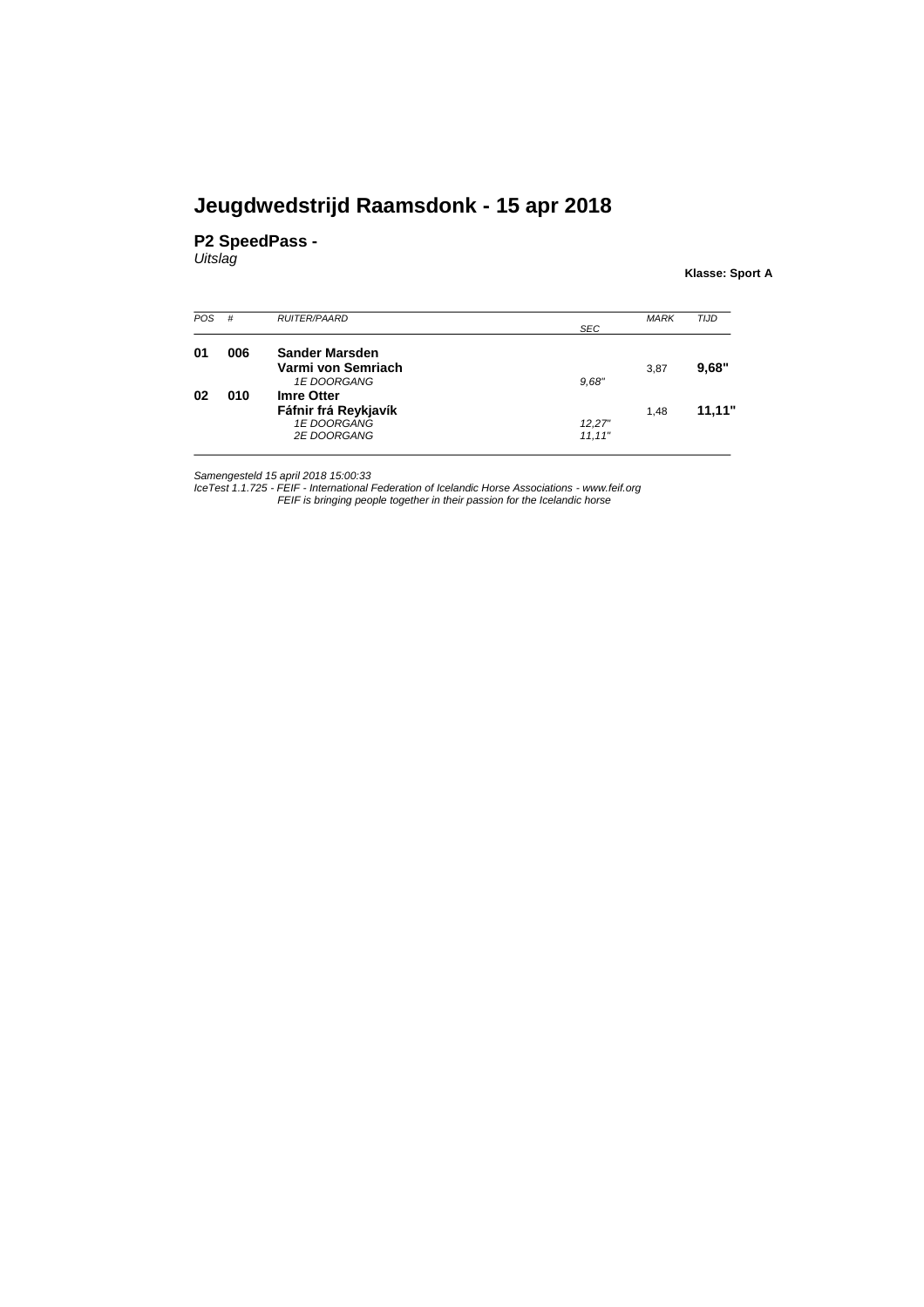# Jeugdwedstrijd Raamsdonk - 15 apr 2018

## P2 SpeedPass -

*Uitslag*

**Klasse: Sport A**

| *POS* | *#* | *RUITER/PAARD* | *SEC* | *MARK* | *TIJD* |
|---|---|---|---|---|---|
| **01** | **006** | **Sander Marsden** | | | |
| | | **Varmi von Semriach** | | 3,87 | **9,68"** |
| | | *1E DOORGANG* | *9,68"* | | |
| **02** | **010** | **Imre Otter** | | | |
| | | **Fáfnir frá Reykjavík** | | 1,48 | **11,11"** |
| | | *1E DOORGANG* | *12,27"* | | |
| | | *2E DOORGANG* | *11,11"* | | |

*Samengesteld 15 april 2018 15:00:33*
*IceTest 1.1.725 - FEIF - International Federation of Icelandic Horse Associations - www.feif.org*
*FEIF is bringing people together in their passion for the Icelandic horse*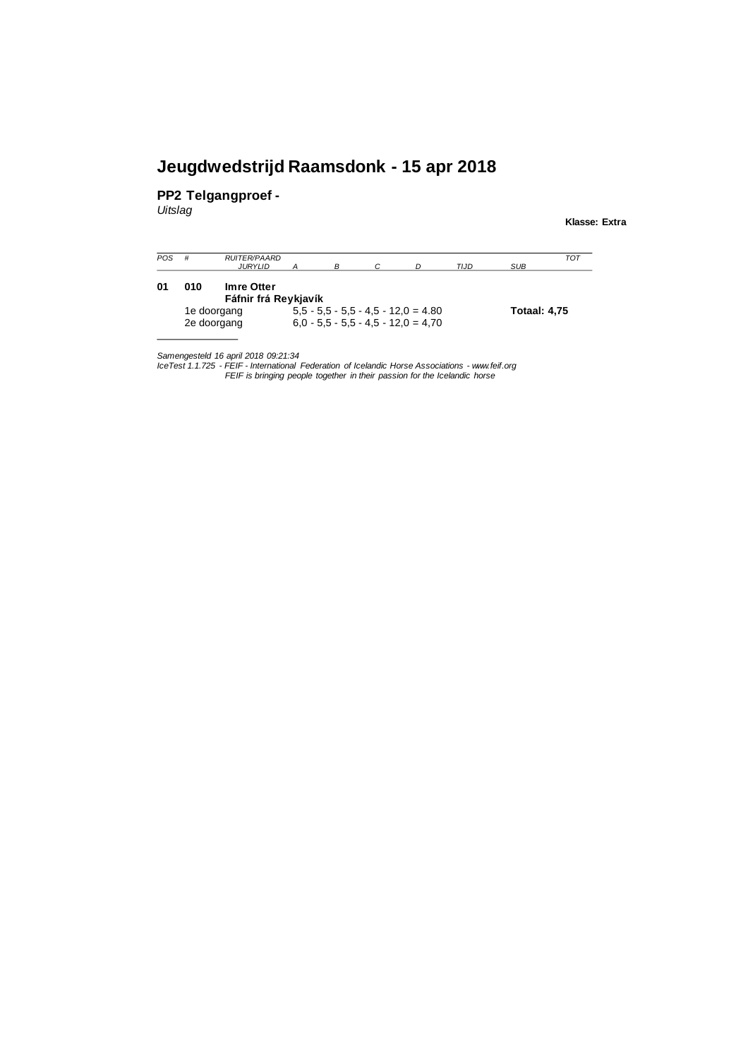# Jeugdwedstrijd Raamsdonk - 15 apr 2018

**PP2 Telgangproef -**

*Uitslag*

**Klasse: Extra**

| *POS* | *#* | *RUITER/PAARD* / *JURYLID* | *A* | *B* | *C* | *D* | *TIJD* | *SUB* | *TOT* |
|---|---|---|---|---|---|---|---|---|---|
| **01** | **010** | **Imre Otter** / **Fáfnir frá Reykjavík** | | | | | | | |
| | 1e doorgang | | 5,5 - 5,5 - 5,5 - 4,5 - 12,0 = 4.80 | | | | | **Totaal: 4,75** | |
| | 2e doorgang | | 6,0 - 5,5 - 5,5 - 4,5 - 12,0 = 4,70 | | | | | | |

*Samengesteld 16 april 2018 09:21:34*
*IceTest 1.1.725 - FEIF - International Federation of Icelandic Horse Associations - www.feif.org*
*FEIF is bringing people together in their passion for the Icelandic horse*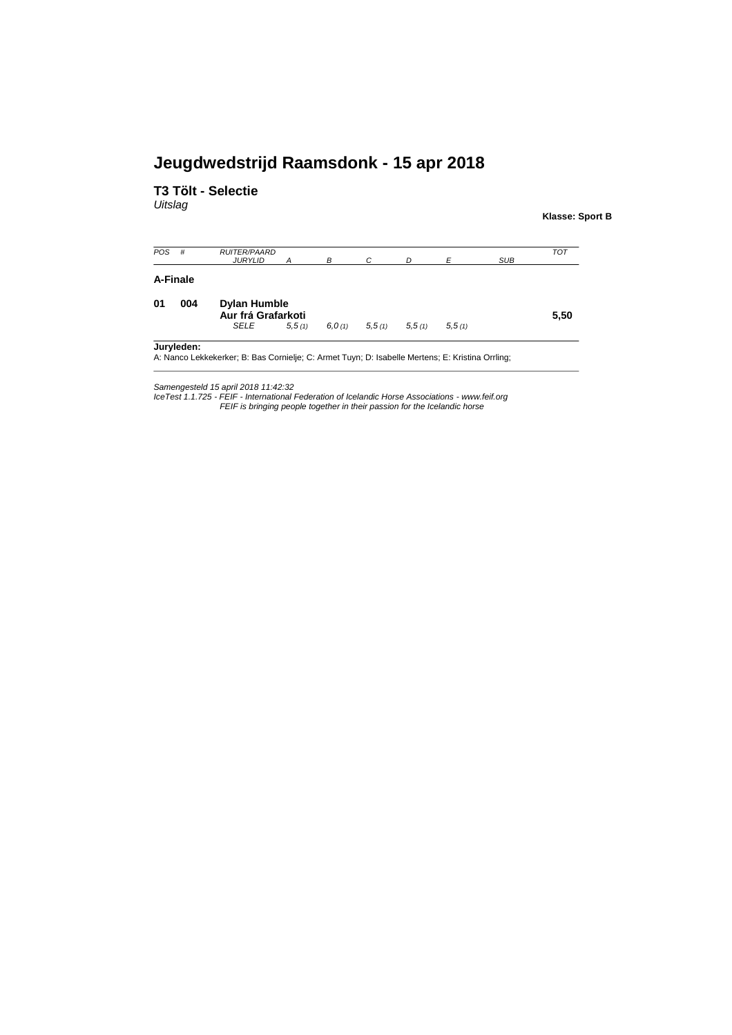# Jeugdwedstrijd Raamsdonk - 15 apr 2018

## T3 Tölt - Selectie

*Uitslag*

**Klasse: Sport B**

| *POS* | *#* | *RUITER/PAARD* *JURYLID* | *A* | *B* | *C* | *D* | *E* | *SUB* | *TOT* |
|---|---|---|---|---|---|---|---|---|---|
| **A-Finale** | | | | | | | | | |
| **01** | **004** | **Dylan Humble** **Aur frá Grafarkoti** | | | | | | | **5,50** |
| | | *SELE* | *5,5 (1)* | *6,0 (1)* | *5,5 (1)* | *5,5 (1)* | *5,5 (1)* | | |

**Juryleden:**
A: Nanco Lekkekerker; B: Bas Cornielje; C: Armet Tuyn; D: Isabelle Mertens; E: Kristina Orrling;

*Samengesteld 15 april 2018 11:42:32*
*IceTest 1.1.725 - FEIF - International Federation of Icelandic Horse Associations - www.feif.org*
*FEIF is bringing people together in their passion for the Icelandic horse*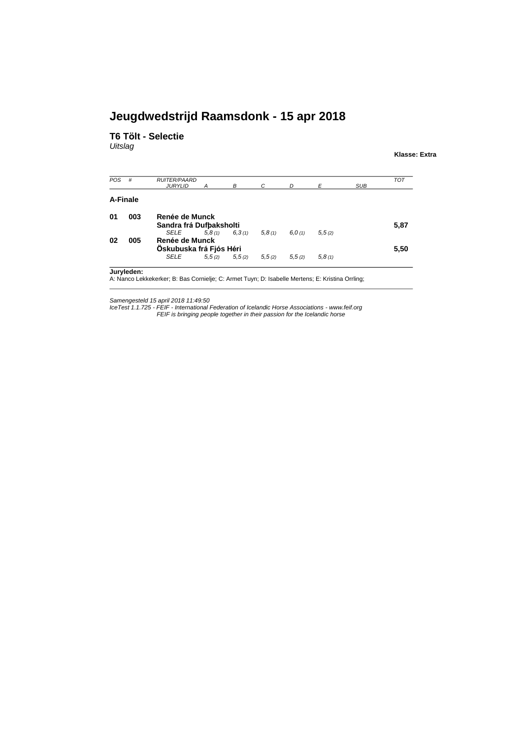# Jeugdwedstrijd Raamsdonk - 15 apr 2018

## T6 Tölt - Selectie

*Uitslag*

**Klasse: Extra**

| POS | # | RUITER/PAARD<br>JURYLID | A | B | C | D | E | SUB | TOT |
|---|---|---|---|---|---|---|---|---|---|
| **A-Finale** | | | | | | | | | |
| **01** | **003** | **Renée de Munck**<br>**Sandra frá Dufþaksholti** | | | | | | | **5,87** |
| | | *SELE* | *5,8 (1)* | *6,3 (1)* | *5,8 (1)* | *6,0 (1)* | *5,5 (2)* | | |
| **02** | **005** | **Renée de Munck**<br>**Öskubuska frá Fjós Héri** | | | | | | | **5,50** |
| | | *SELE* | *5,5 (2)* | *5,5 (2)* | *5,5 (2)* | *5,5 (2)* | *5,8 (1)* | | |

**Juryleden:**
A: Nanco Lekkekerker; B: Bas Cornielje; C: Armet Tuyn; D: Isabelle Mertens; E: Kristina Orrling;

*Samengesteld 15 april 2018 11:49:50*
*IceTest 1.1.725 - FEIF - International Federation of Icelandic Horse Associations - www.feif.org*
*FEIF is bringing people together in their passion for the Icelandic horse*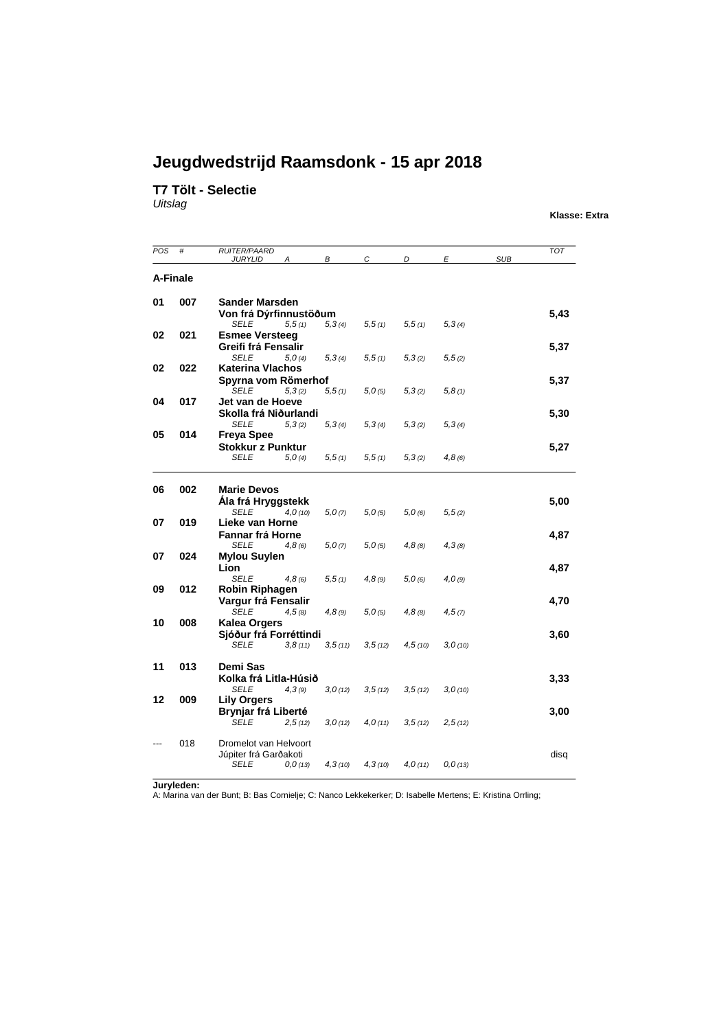# Jeugdwedstrijd Raamsdonk - 15 apr 2018

## T7 Tölt - Selectie

*Uitslag*

**Klasse: Extra**

| POS | # | RUITER/PAARD / JURYLID | A | B | C | D | E | SUB | TOT |
|---|---|---|---|---|---|---|---|---|---|
| **A-Finale** | | | | | | | | | |
| **01** | **007** | **Sander Marsden** / **Von frá Dýrfinnustöðum** | | | | | | | **5,43** |
| | | *SELE* | *5,5 (1)* | *5,3 (4)* | *5,5 (1)* | *5,5 (1)* | *5,3 (4)* | | |
| **02** | **021** | **Esmee Versteeg** / **Greifi frá Fensalir** | | | | | | | **5,37** |
| | | *SELE* | *5,0 (4)* | *5,3 (4)* | *5,5 (1)* | *5,3 (2)* | *5,5 (2)* | | |
| **02** | **022** | **Katerina Vlachos** / **Spyrna vom Römerhof** | | | | | | | **5,37** |
| | | *SELE* | *5,3 (2)* | *5,5 (1)* | *5,0 (5)* | *5,3 (2)* | *5,8 (1)* | | |
| **04** | **017** | **Jet van de Hoeve** / **Skolla frá Niðurlandi** | | | | | | | **5,30** |
| | | *SELE* | *5,3 (2)* | *5,3 (4)* | *5,3 (4)* | *5,3 (2)* | *5,3 (4)* | | |
| **05** | **014** | **Freya Spee** / **Stokkur z Punktur** | | | | | | | **5,27** |
| | | *SELE* | *5,0 (4)* | *5,5 (1)* | *5,5 (1)* | *5,3 (2)* | *4,8 (6)* | | |
| **06** | **002** | **Marie Devos** / **Åla frá Hryggstekk** | | | | | | | **5,00** |
| | | *SELE* | *4,0 (10)* | *5,0 (7)* | *5,0 (5)* | *5,0 (6)* | *5,5 (2)* | | |
| **07** | **019** | **Lieke van Horne** / **Fannar frá Horne** | | | | | | | **4,87** |
| | | *SELE* | *4,8 (6)* | *5,0 (7)* | *5,0 (5)* | *4,8 (8)* | *4,3 (8)* | | |
| **07** | **024** | **Mylou Suylen** / **Lion** | | | | | | | **4,87** |
| | | *SELE* | *4,8 (6)* | *5,5 (1)* | *4,8 (9)* | *5,0 (6)* | *4,0 (9)* | | |
| **09** | **012** | **Robin Riphagen** / **Vargur frá Fensalir** | | | | | | | **4,70** |
| | | *SELE* | *4,5 (8)* | *4,8 (9)* | *5,0 (5)* | *4,8 (8)* | *4,5 (7)* | | |
| **10** | **008** | **Kalea Orgers** / **Sjóður frá Forréttindi** | | | | | | | **3,60** |
| | | *SELE* | *3,8 (11)* | *3,5 (11)* | *3,5 (12)* | *4,5 (10)* | *3,0 (10)* | | |
| **11** | **013** | **Demi Sas** / **Kolka frá Litla-Húsið** | | | | | | | **3,33** |
| | | *SELE* | *4,3 (9)* | *3,0 (12)* | *3,5 (12)* | *3,5 (12)* | *3,0 (10)* | | |
| **12** | **009** | **Lily Orgers** / **Brynjar frá Liberté** | | | | | | | **3,00** |
| | | *SELE* | *2,5 (12)* | *3,0 (12)* | *4,0 (11)* | *3,5 (12)* | *2,5 (12)* | | |
| --- | 018 | Dromelot van Helvoort / Júpiter frá Garðakoti | | | | | | | disq |
| | | *SELE* | *0,0 (13)* | *4,3 (10)* | *4,3 (10)* | *4,0 (11)* | *0,0 (13)* | | |

**Juryleden:**
A: Marina van der Bunt; B: Bas Cornielje; C: Nanco Lekkekerker; D: Isabelle Mertens; E: Kristina Orrling;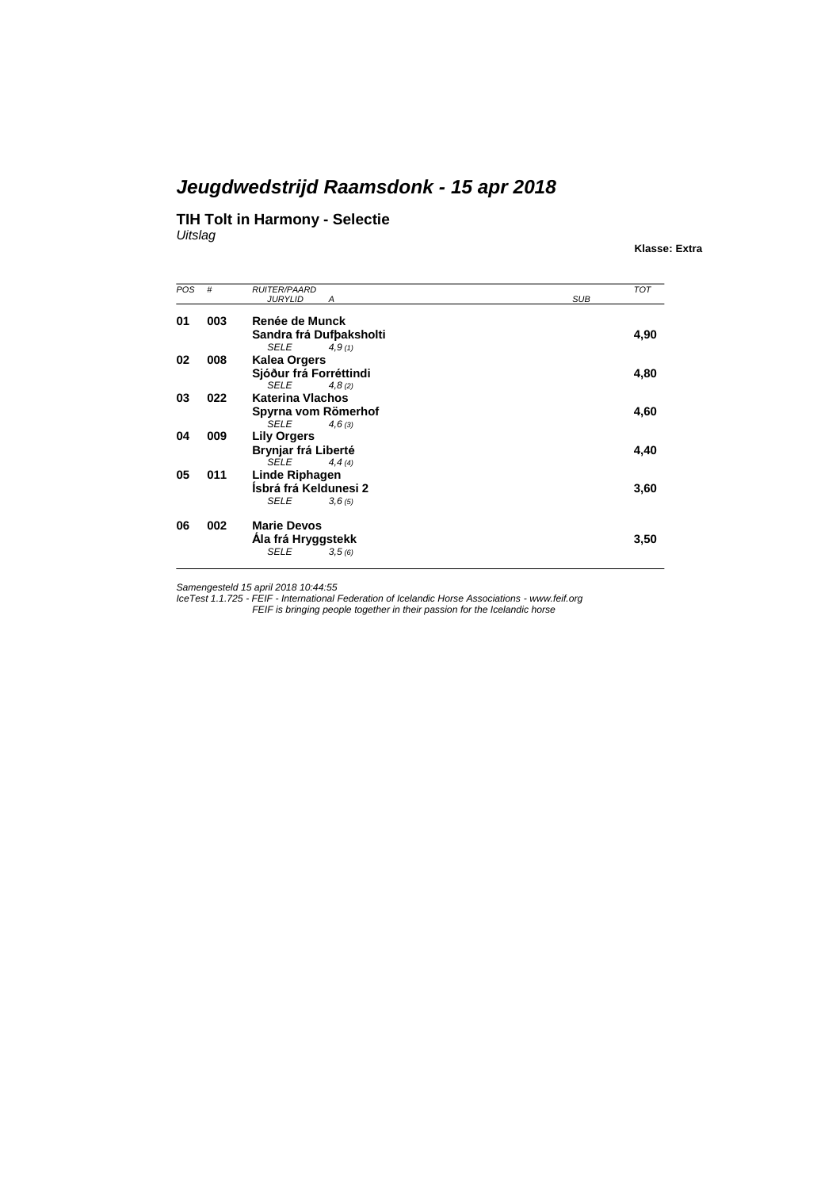# *Jeugdwedstrijd Raamsdonk - 15 apr 2018*

**TIH Tolt in Harmony - Selectie**
*Uitslag*

**Klasse: Extra**

| *POS* | *#* | *RUITER/PAARD* / *JURYLID* | *A* | *SUB* | *TOT* |
|---|---|---|---|---|---|
| **01** | **003** | **Renée de Munck** / **Sandra frá Dufþaksholti** / *SELE* | *4,9 (1)* | | **4,90** |
| **02** | **008** | **Kalea Orgers** / **Sjóður frá Forréttindi** / *SELE* | *4,8 (2)* | | **4,80** |
| **03** | **022** | **Katerina Vlachos** / **Spyrna vom Römerhof** / *SELE* | *4,6 (3)* | | **4,60** |
| **04** | **009** | **Lily Orgers** / **Brynjar frá Liberté** / *SELE* | *4,4 (4)* | | **4,40** |
| **05** | **011** | **Linde Riphagen** / **Ísbrá frá Keldunesi 2** / *SELE* | *3,6 (5)* | | **3,60** |
| **06** | **002** | **Marie Devos** / **Ála frá Hryggstekk** / *SELE* | *3,5 (6)* | | **3,50** |

*Samengesteld 15 april 2018 10:44:55*
*IceTest 1.1.725 - FEIF - International Federation of Icelandic Horse Associations - www.feif.org*
*FEIF is bringing people together in their passion for the Icelandic horse*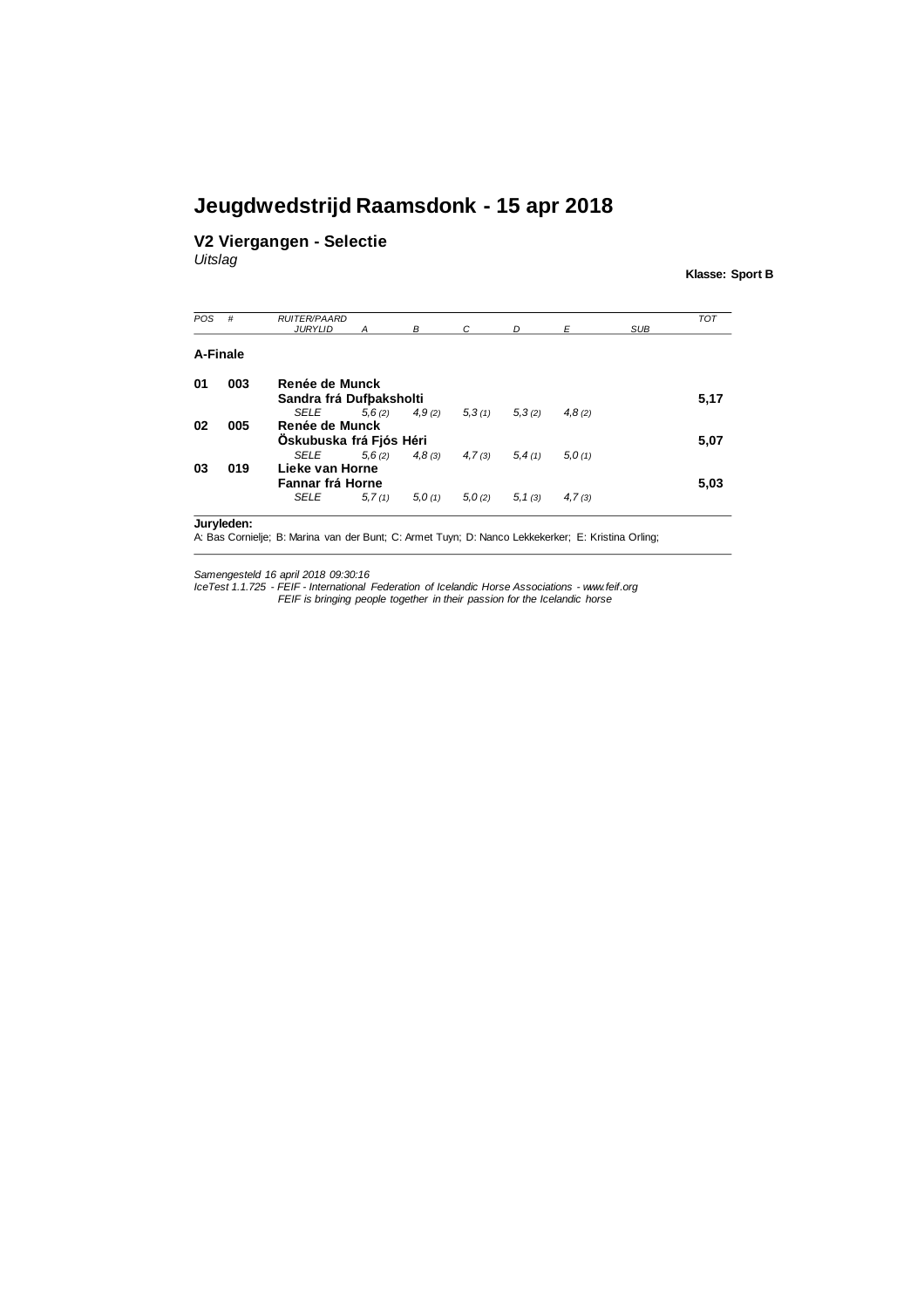# Jeugdwedstrijd Raamsdonk - 15 apr 2018

## V2 Viergangen - Selectie

*Uitslag*

**Klasse: Sport B**

| POS | # | RUITER/PAARD / JURYLID | A | B | C | D | E | SUB | TOT |
|---|---|---|---|---|---|---|---|---|---|
| **A-Finale** | | | | | | | | | |
| **01** | **003** | **Renée de Munck** / **Sandra frá Dufþaksholti** | | | | | | | **5,17** |
| | | *SELE* | *5,6 (2)* | *4,9 (2)* | *5,3 (1)* | *5,3 (2)* | *4,8 (2)* | | |
| **02** | **005** | **Renée de Munck** / **Öskubuska frá Fjós Héri** | | | | | | | **5,07** |
| | | *SELE* | *5,6 (2)* | *4,8 (3)* | *4,7 (3)* | *5,4 (1)* | *5,0 (1)* | | |
| **03** | **019** | **Lieke van Horne** / **Fannar frá Horne** | | | | | | | **5,03** |
| | | *SELE* | *5,7 (1)* | *5,0 (1)* | *5,0 (2)* | *5,1 (3)* | *4,7 (3)* | | |

**Juryleden:**
A: Bas Cornielje; B: Marina van der Bunt; C: Armet Tuyn; D: Nanco Lekkekerker; E: Kristina Orling;

*Samengesteld 16 april 2018 09:30:16*
*IceTest 1.1.725 - FEIF - International Federation of Icelandic Horse Associations - www.feif.org*
*FEIF is bringing people together in their passion for the Icelandic horse*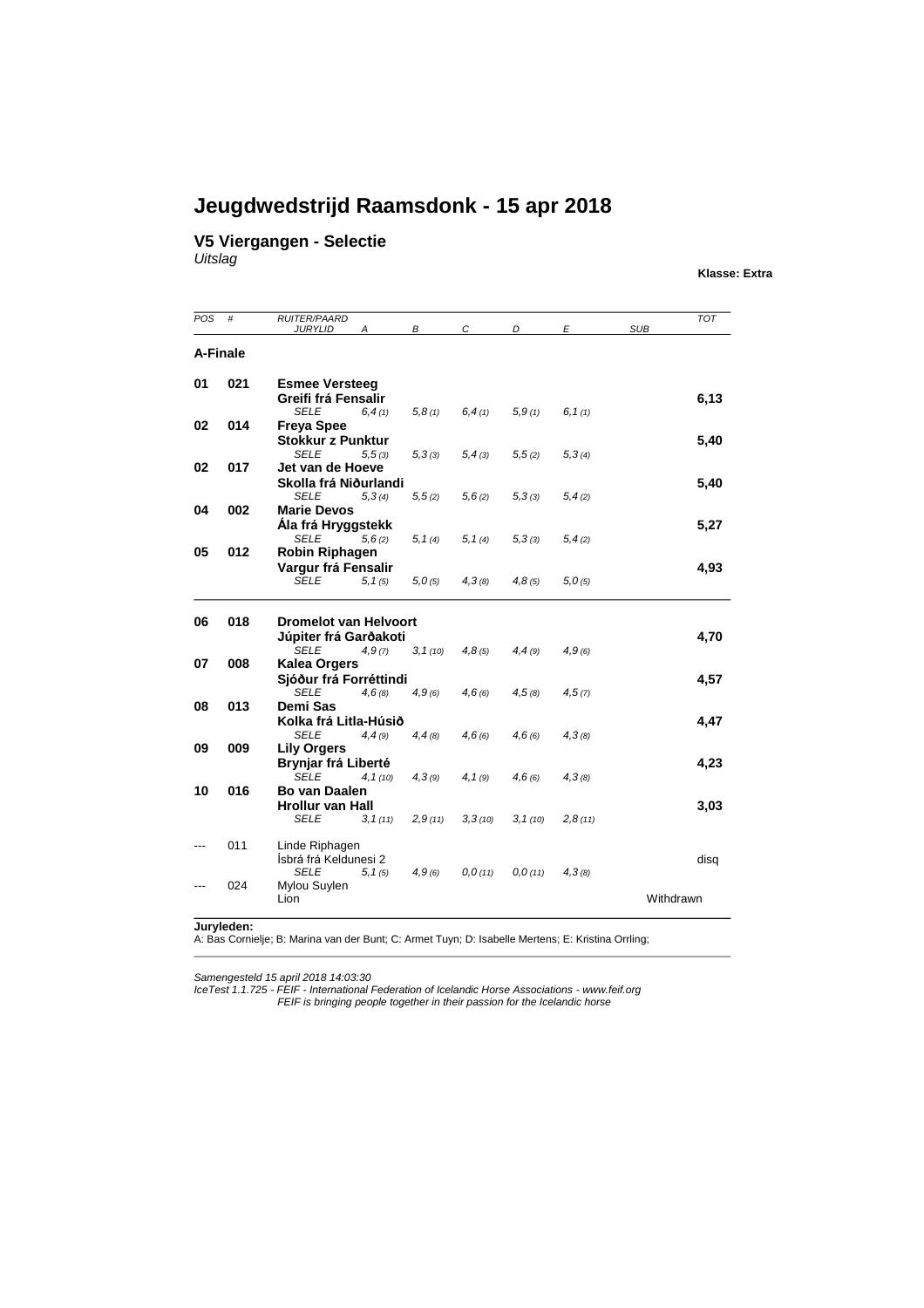# Jeugdwedstrijd Raamsdonk - 15 apr 2018

## V5 Viergangen - Selectie

*Uitslag*

**Klasse: Extra**

| *POS* | *#* | *RUITER/PAARD* *JURYLID* | *A* | *B* | *C* | *D* | *E* | *SUB* | *TOT* |
|---|---|---|---|---|---|---|---|---|---|
| **A-Finale** | | | | | | | | | |
| **01** | **021** | **Esmee Versteeg** **Greifi frá Fensalir** | | | | | | | **6,13** |
| | | *SELE* | *6,4 (1)* | *5,8 (1)* | *6,4 (1)* | *5,9 (1)* | *6,1 (1)* | | |
| **02** | **014** | **Freya Spee** **Stokkur z Punktur** | | | | | | | **5,40** |
| | | *SELE* | *5,5 (3)* | *5,3 (3)* | *5,4 (3)* | *5,5 (2)* | *5,3 (4)* | | |
| **02** | **017** | **Jet van de Hoeve** **Skolla frá Niðurlandi** | | | | | | | **5,40** |
| | | *SELE* | *5,3 (4)* | *5,5 (2)* | *5,6 (2)* | *5,3 (3)* | *5,4 (2)* | | |
| **04** | **002** | **Marie Devos** **Ála frá Hryggstekk** | | | | | | | **5,27** |
| | | *SELE* | *5,6 (2)* | *5,1 (4)* | *5,1 (4)* | *5,3 (3)* | *5,4 (2)* | | |
| **05** | **012** | **Robin Riphagen** **Vargur frá Fensalir** | | | | | | | **4,93** |
| | | *SELE* | *5,1 (5)* | *5,0 (5)* | *4,3 (8)* | *4,8 (5)* | *5,0 (5)* | | |
| **06** | **018** | **Dromelot van Helvoort** **Júpiter frá Garðakoti** | | | | | | | **4,70** |
| | | *SELE* | *4,9 (7)* | *3,1 (10)* | *4,8 (5)* | *4,4 (9)* | *4,9 (6)* | | |
| **07** | **008** | **Kalea Orgers** **Sjóður frá Forréttindi** | | | | | | | **4,57** |
| | | *SELE* | *4,6 (8)* | *4,9 (6)* | *4,6 (6)* | *4,5 (8)* | *4,5 (7)* | | |
| **08** | **013** | **Demi Sas** **Kolka frá Litla-Húsið** | | | | | | | **4,47** |
| | | *SELE* | *4,4 (9)* | *4,4 (8)* | *4,6 (6)* | *4,6 (6)* | *4,3 (8)* | | |
| **09** | **009** | **Lily Orgers** **Brynjar frá Liberté** | | | | | | | **4,23** |
| | | *SELE* | *4,1 (10)* | *4,3 (9)* | *4,1 (9)* | *4,6 (6)* | *4,3 (8)* | | |
| **10** | **016** | **Bo van Daalen** **Hrollur van Hall** | | | | | | | **3,03** |
| | | *SELE* | *3,1 (11)* | *2,9 (11)* | *3,3 (10)* | *3,1 (10)* | *2,8 (11)* | | |
| --- | 011 | Linde Riphagen Ísbrá frá Keldunesi 2 | | | | | | | disq |
| | | *SELE* | *5,1 (5)* | *4,9 (6)* | *0,0 (11)* | *0,0 (11)* | *4,3 (8)* | | |
| --- | 024 | Mylou Suylen Lion | | | | | | Withdrawn | |

**Juryleden:**
A: Bas Cornielje; B: Marina van der Bunt; C: Armet Tuyn; D: Isabelle Mertens; E: Kristina Orrling;

*Samengesteld 15 april 2018 14:03:30*
*IceTest 1.1.725 - FEIF - International Federation of Icelandic Horse Associations - www.feif.org*
*FEIF is bringing people together in their passion for the Icelandic horse*